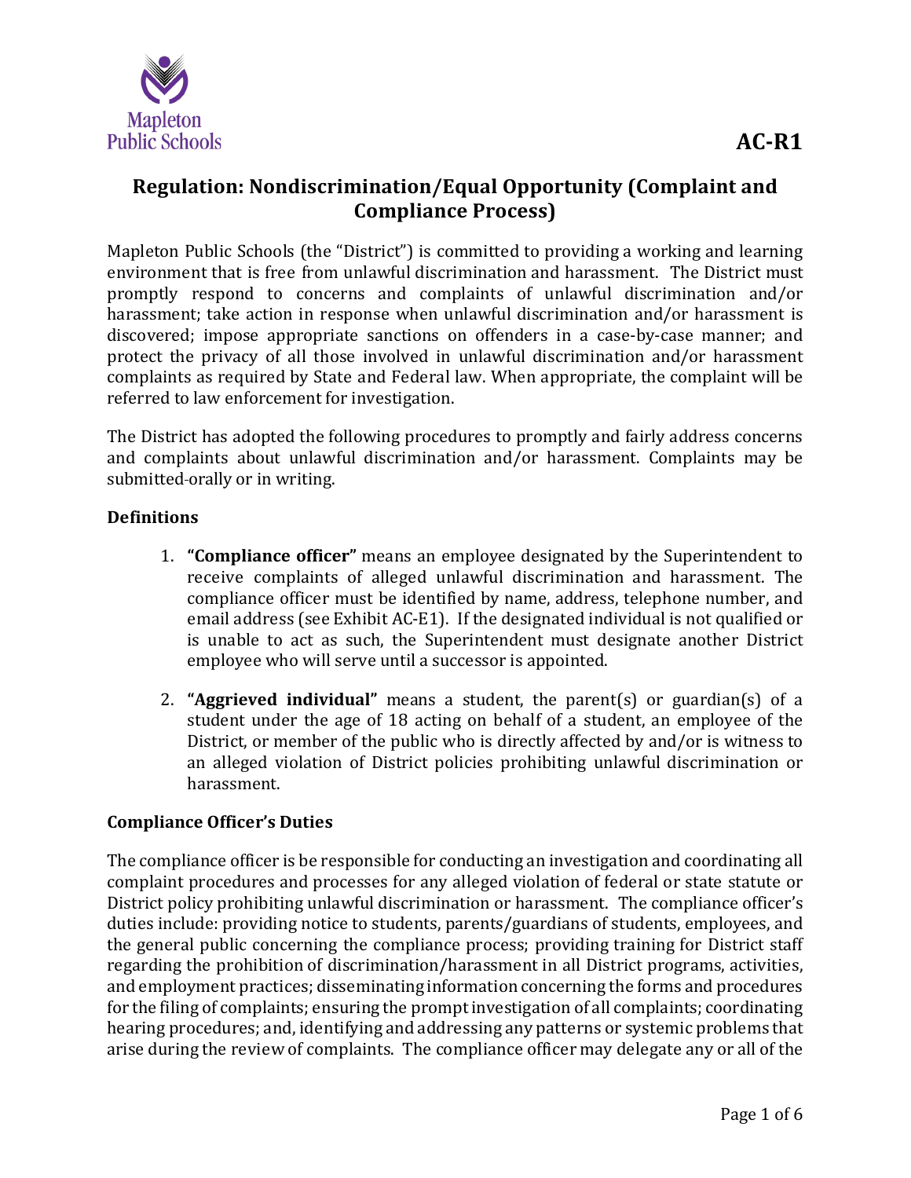AC-R1

# Regulation: Nondiscrimination/Equal Opportunity (Complaint and Compliance Process)

Mapleton Public Schools (the "District") is committed to providing a working and learning environment that is free from unlawful discrimination and harassment. The District must promptly respond to concerns and complaints of unlawful discrimination and/or harassment; take action in response when unlawful discrimination and/or harassment is discovered; impose appropriate sanctions on offenders in a case-by-case manner; and protect the privacy of all those involved in unlawful discrimination and/or harassment complaints as required by State and Federal law. When appropriate, the complaint will be referred to law enforcement for investigation.

The District has adopted the following procedures to promptly and fairly address concerns and complaints about unlawful discrimination and/or harassment. Complaints may be submitted orally or in writing.

## Definitions

1. **"Compliance officer"** means an employee designated by the Superintendent to receive complaints of alleged unlawful discrimination and harassment. The compliance officer must be identified by name, address, telephone number, and email address (see Exhibit AC-E1). If the designated individual is not qualified or is unable to act as such, the Superintendent must designate another District employee who will serve until a successor is appointed.

2. **"Aggrieved individual"** means a student, the parent(s) or guardian(s) of a student under the age of 18 acting on behalf of a student, an employee of the District, or member of the public who is directly affected by and/or is witness to an alleged violation of District policies prohibiting unlawful discrimination or harassment.

## Compliance Officer's Duties

The compliance officer is be responsible for conducting an investigation and coordinating all complaint procedures and processes for any alleged violation of federal or state statute or District policy prohibiting unlawful discrimination or harassment. The compliance officer's duties include: providing notice to students, parents/guardians of students, employees, and the general public concerning the compliance process; providing training for District staff regarding the prohibition of discrimination/harassment in all District programs, activities, and employment practices; disseminating information concerning the forms and procedures for the filing of complaints; ensuring the prompt investigation of all complaints; coordinating hearing procedures; and, identifying and addressing any patterns or systemic problems that arise during the review of complaints. The compliance officer may delegate any or all of the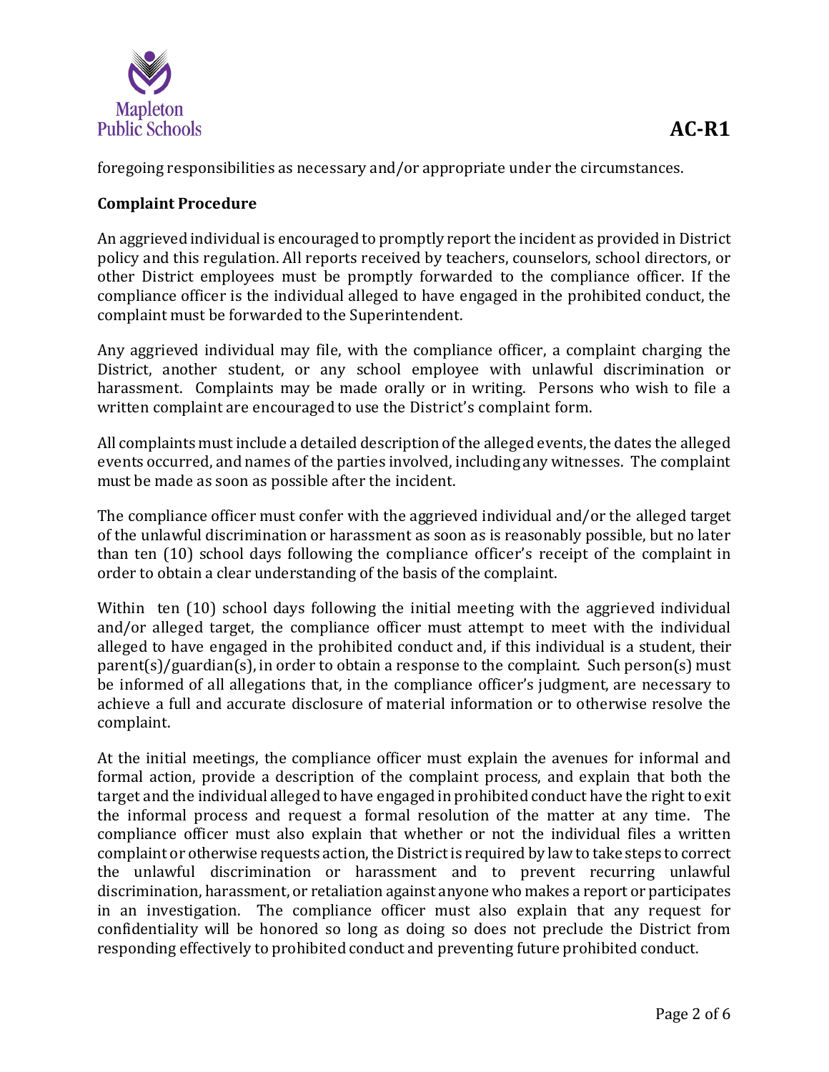foregoing responsibilities as necessary and/or appropriate under the circumstances.

**Complaint Procedure**

An aggrieved individual is encouraged to promptly report the incident as provided in District policy and this regulation. All reports received by teachers, counselors, school directors, or other District employees must be promptly forwarded to the compliance officer. If the compliance officer is the individual alleged to have engaged in the prohibited conduct, the complaint must be forwarded to the Superintendent.

Any aggrieved individual may file, with the compliance officer, a complaint charging the District, another student, or any school employee with unlawful discrimination or harassment. Complaints may be made orally or in writing. Persons who wish to file a written complaint are encouraged to use the District's complaint form.

All complaints must include a detailed description of the alleged events, the dates the alleged events occurred, and names of the parties involved, including any witnesses. The complaint must be made as soon as possible after the incident.

The compliance officer must confer with the aggrieved individual and/or the alleged target of the unlawful discrimination or harassment as soon as is reasonably possible, but no later than ten (10) school days following the compliance officer's receipt of the complaint in order to obtain a clear understanding of the basis of the complaint.

Within ten (10) school days following the initial meeting with the aggrieved individual and/or alleged target, the compliance officer must attempt to meet with the individual alleged to have engaged in the prohibited conduct and, if this individual is a student, their parent(s)/guardian(s), in order to obtain a response to the complaint. Such person(s) must be informed of all allegations that, in the compliance officer's judgment, are necessary to achieve a full and accurate disclosure of material information or to otherwise resolve the complaint.

At the initial meetings, the compliance officer must explain the avenues for informal and formal action, provide a description of the complaint process, and explain that both the target and the individual alleged to have engaged in prohibited conduct have the right to exit the informal process and request a formal resolution of the matter at any time. The compliance officer must also explain that whether or not the individual files a written complaint or otherwise requests action, the District is required by law to take steps to correct the unlawful discrimination or harassment and to prevent recurring unlawful discrimination, harassment, or retaliation against anyone who makes a report or participates in an investigation. The compliance officer must also explain that any request for confidentiality will be honored so long as doing so does not preclude the District from responding effectively to prohibited conduct and preventing future prohibited conduct.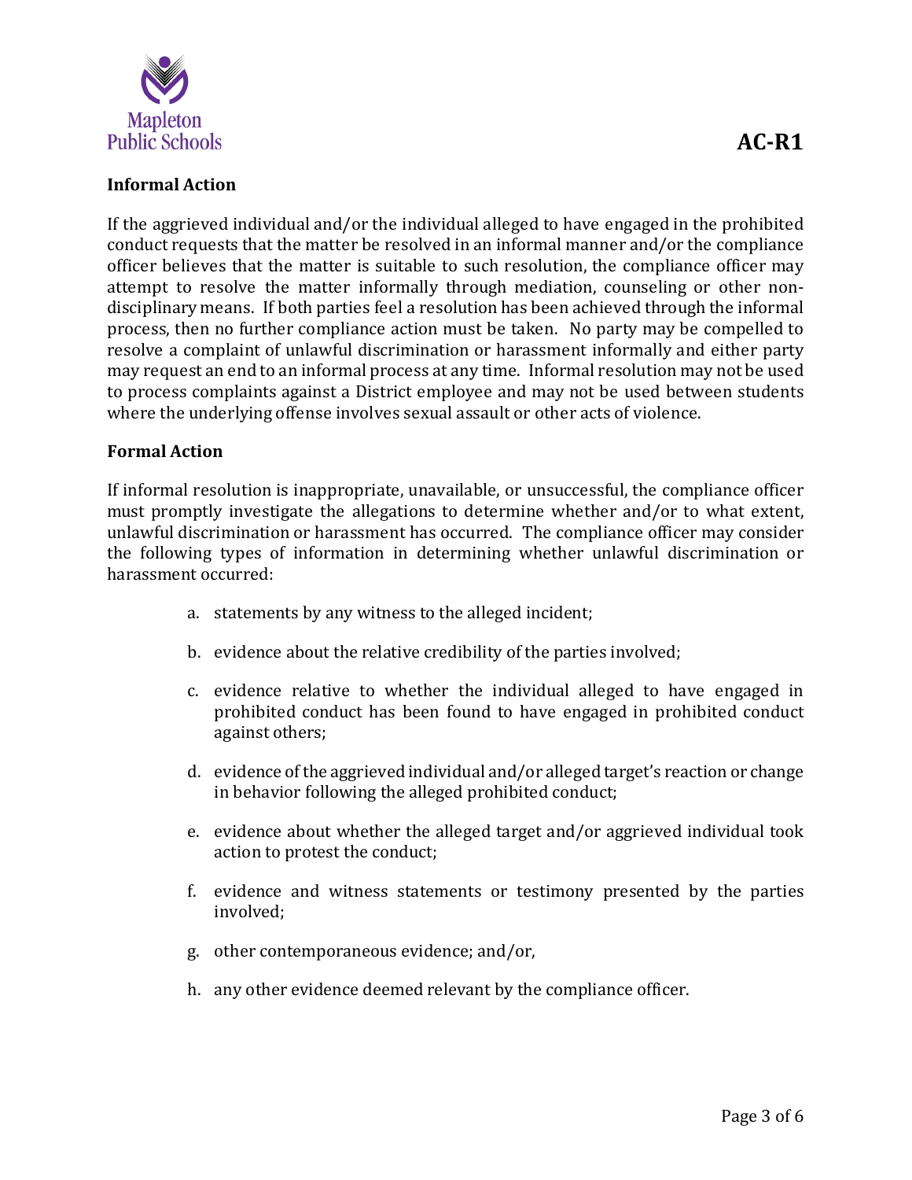**Informal Action**

If the aggrieved individual and/or the individual alleged to have engaged in the prohibited conduct requests that the matter be resolved in an informal manner and/or the compliance officer believes that the matter is suitable to such resolution, the compliance officer may attempt to resolve the matter informally through mediation, counseling or other non-disciplinary means. If both parties feel a resolution has been achieved through the informal process, then no further compliance action must be taken. No party may be compelled to resolve a complaint of unlawful discrimination or harassment informally and either party may request an end to an informal process at any time. Informal resolution may not be used to process complaints against a District employee and may not be used between students where the underlying offense involves sexual assault or other acts of violence.

**Formal Action**

If informal resolution is inappropriate, unavailable, or unsuccessful, the compliance officer must promptly investigate the allegations to determine whether and/or to what extent, unlawful discrimination or harassment has occurred. The compliance officer may consider the following types of information in determining whether unlawful discrimination or harassment occurred:

a. statements by any witness to the alleged incident;

b. evidence about the relative credibility of the parties involved;

c. evidence relative to whether the individual alleged to have engaged in prohibited conduct has been found to have engaged in prohibited conduct against others;

d. evidence of the aggrieved individual and/or alleged target's reaction or change in behavior following the alleged prohibited conduct;

e. evidence about whether the alleged target and/or aggrieved individual took action to protest the conduct;

f. evidence and witness statements or testimony presented by the parties involved;

g. other contemporaneous evidence; and/or,

h. any other evidence deemed relevant by the compliance officer.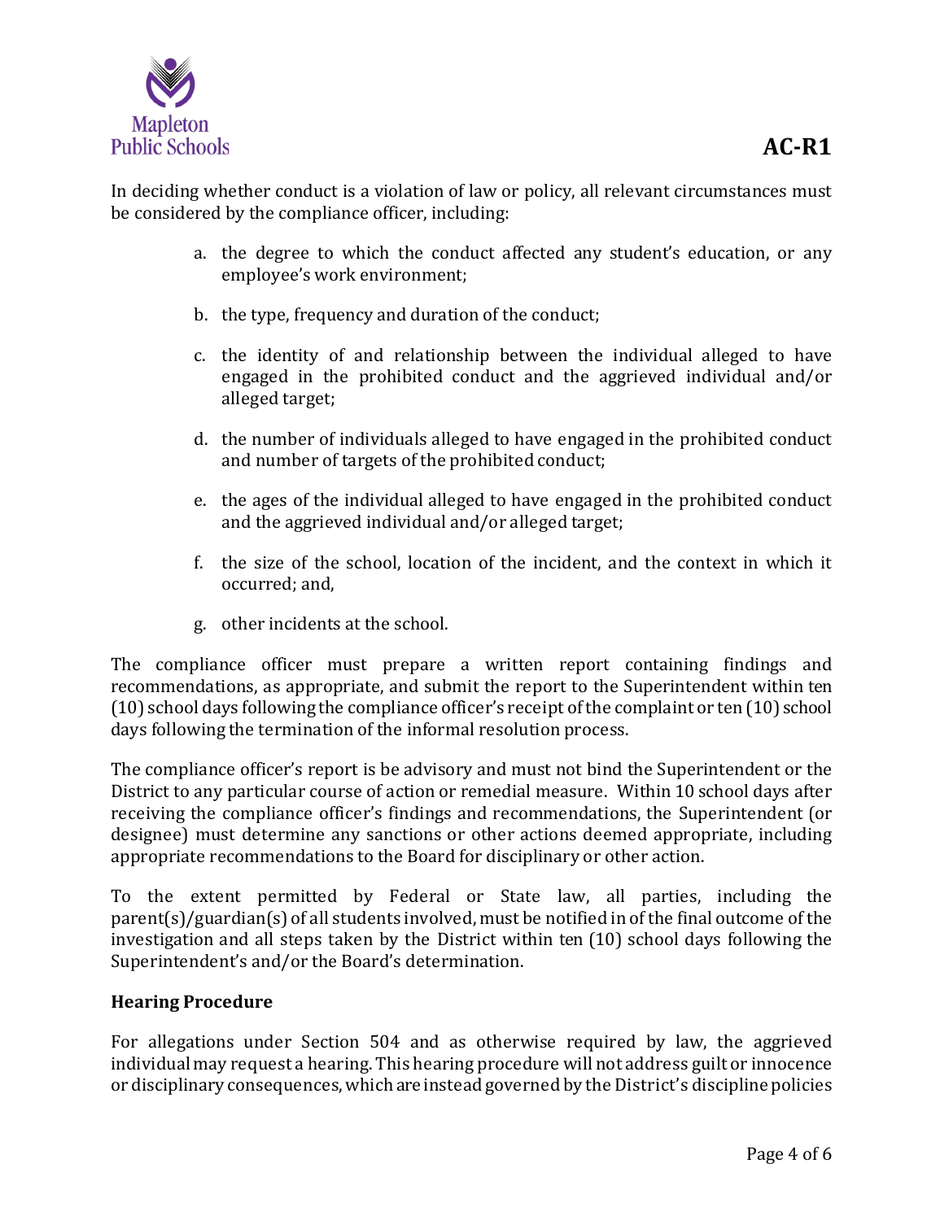In deciding whether conduct is a violation of law or policy, all relevant circumstances must be considered by the compliance officer, including:

a. the degree to which the conduct affected any student's education, or any employee's work environment;

b. the type, frequency and duration of the conduct;

c. the identity of and relationship between the individual alleged to have engaged in the prohibited conduct and the aggrieved individual and/or alleged target;

d. the number of individuals alleged to have engaged in the prohibited conduct and number of targets of the prohibited conduct;

e. the ages of the individual alleged to have engaged in the prohibited conduct and the aggrieved individual and/or alleged target;

f. the size of the school, location of the incident, and the context in which it occurred; and,

g. other incidents at the school.

The compliance officer must prepare a written report containing findings and recommendations, as appropriate, and submit the report to the Superintendent within ten (10) school days following the compliance officer's receipt of the complaint or ten (10) school days following the termination of the informal resolution process.

The compliance officer's report is be advisory and must not bind the Superintendent or the District to any particular course of action or remedial measure. Within 10 school days after receiving the compliance officer's findings and recommendations, the Superintendent (or designee) must determine any sanctions or other actions deemed appropriate, including appropriate recommendations to the Board for disciplinary or other action.

To the extent permitted by Federal or State law, all parties, including the parent(s)/guardian(s) of all students involved, must be notified in of the final outcome of the investigation and all steps taken by the District within ten (10) school days following the Superintendent's and/or the Board's determination.

**Hearing Procedure**

For allegations under Section 504 and as otherwise required by law, the aggrieved individual may request a hearing. This hearing procedure will not address guilt or innocence or disciplinary consequences, which are instead governed by the District's discipline policies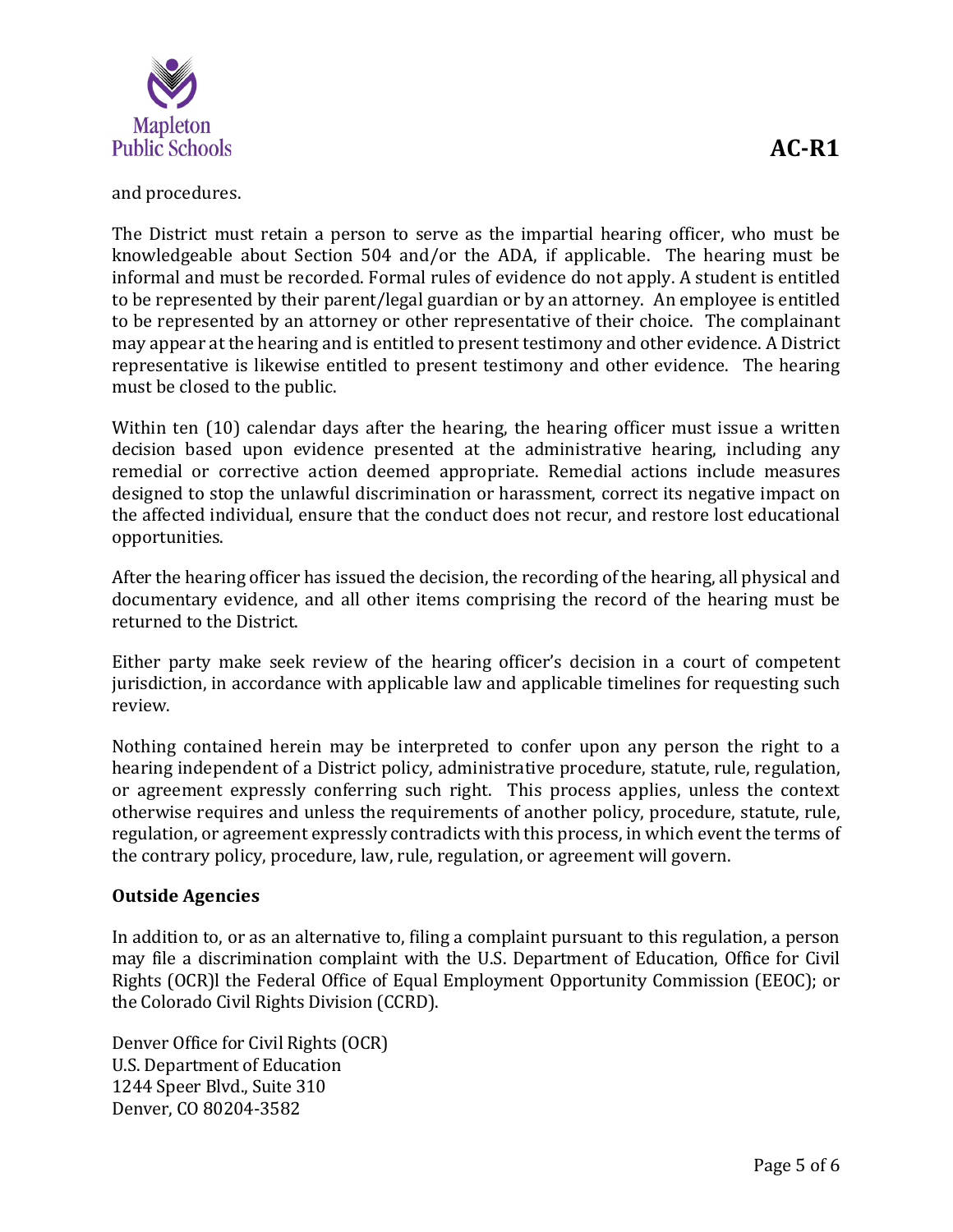and procedures.

The District must retain a person to serve as the impartial hearing officer, who must be knowledgeable about Section 504 and/or the ADA, if applicable. The hearing must be informal and must be recorded. Formal rules of evidence do not apply. A student is entitled to be represented by their parent/legal guardian or by an attorney. An employee is entitled to be represented by an attorney or other representative of their choice. The complainant may appear at the hearing and is entitled to present testimony and other evidence. A District representative is likewise entitled to present testimony and other evidence. The hearing must be closed to the public.

Within ten (10) calendar days after the hearing, the hearing officer must issue a written decision based upon evidence presented at the administrative hearing, including any remedial or corrective action deemed appropriate. Remedial actions include measures designed to stop the unlawful discrimination or harassment, correct its negative impact on the affected individual, ensure that the conduct does not recur, and restore lost educational opportunities.

After the hearing officer has issued the decision, the recording of the hearing, all physical and documentary evidence, and all other items comprising the record of the hearing must be returned to the District.

Either party make seek review of the hearing officer's decision in a court of competent jurisdiction, in accordance with applicable law and applicable timelines for requesting such review.

Nothing contained herein may be interpreted to confer upon any person the right to a hearing independent of a District policy, administrative procedure, statute, rule, regulation, or agreement expressly conferring such right. This process applies, unless the context otherwise requires and unless the requirements of another policy, procedure, statute, rule, regulation, or agreement expressly contradicts with this process, in which event the terms of the contrary policy, procedure, law, rule, regulation, or agreement will govern.

**Outside Agencies**

In addition to, or as an alternative to, filing a complaint pursuant to this regulation, a person may file a discrimination complaint with the U.S. Department of Education, Office for Civil Rights (OCR)l the Federal Office of Equal Employment Opportunity Commission (EEOC); or the Colorado Civil Rights Division (CCRD).

Denver Office for Civil Rights (OCR)  
U.S. Department of Education  
1244 Speer Blvd., Suite 310  
Denver, CO 80204-3582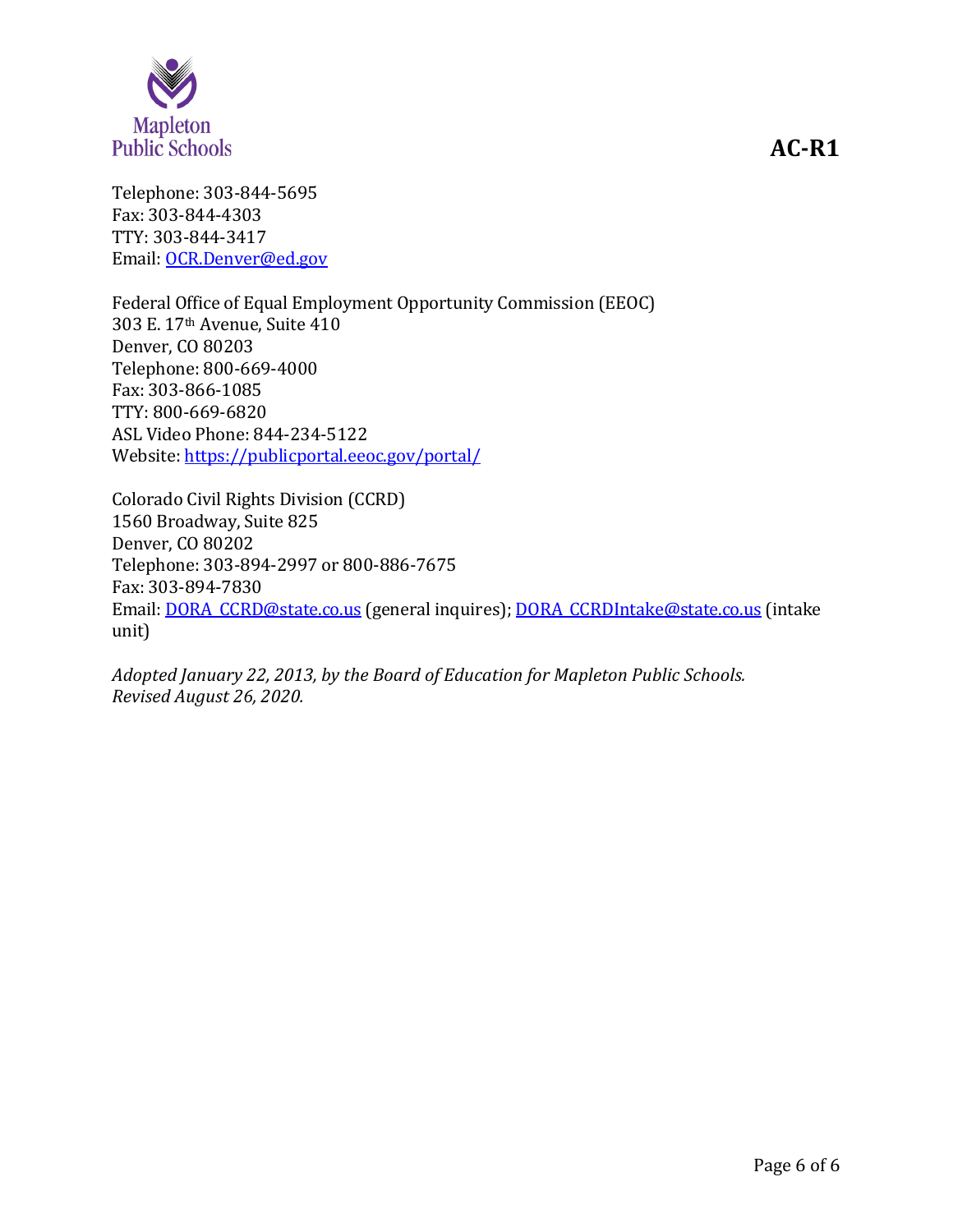Telephone: 303-844-5695
Fax: 303-844-4303
TTY: 303-844-3417
Email: [OCR.Denver@ed.gov](mailto:OCR.Denver@ed.gov)

Federal Office of Equal Employment Opportunity Commission (EEOC)
303 E. 17th Avenue, Suite 410
Denver, CO 80203
Telephone: 800-669-4000
Fax: 303-866-1085
TTY: 800-669-6820
ASL Video Phone: 844-234-5122
Website: [https://publicportal.eeoc.gov/portal/](https://publicportal.eeoc.gov/portal/)

Colorado Civil Rights Division (CCRD)
1560 Broadway, Suite 825
Denver, CO 80202
Telephone: 303-894-2997 or 800-886-7675
Fax: 303-894-7830
Email: [DORA_CCRD@state.co.us](mailto:DORA_CCRD@state.co.us) (general inquires); [DORA_CCRDIntake@state.co.us](mailto:DORA_CCRDIntake@state.co.us) (intake unit)

*Adopted January 22, 2013, by the Board of Education for Mapleton Public Schools.*
*Revised August 26, 2020.*